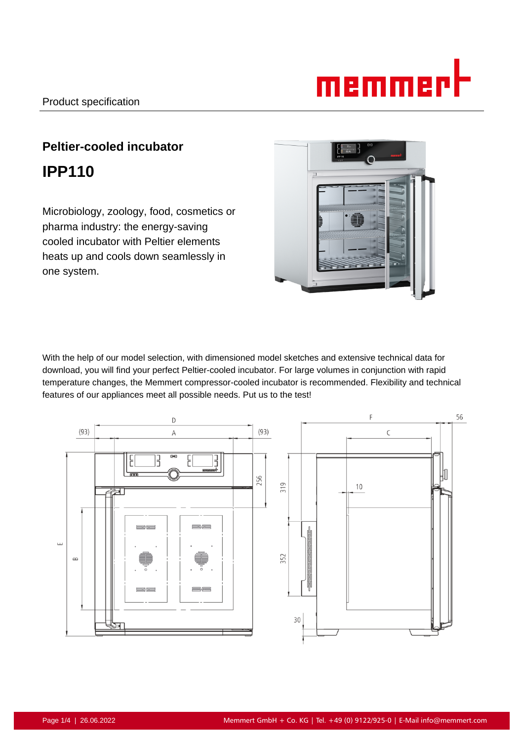Product specification

## Peltier-cooled incubator

# IPP110

Microbiology, zoology, food, cosmetics or pharma industry: the energy-saving cooled incubator with Peltier elements heats up and cools down seamlessly in one system.

With the help of our model selection, with dimensioned model sketches and extensive technical data for download, you will find your perfect Peltier-cooled incubator. For large volumes in conjunction with rapid temperature changes, the Memmert compressor-cooled incubator is recommended. Flexibility and technical features of our appliances meet all possible needs. Put us to the test!

D
(93)
A
(93)
E
B
256
F
56
C
319
10
352
30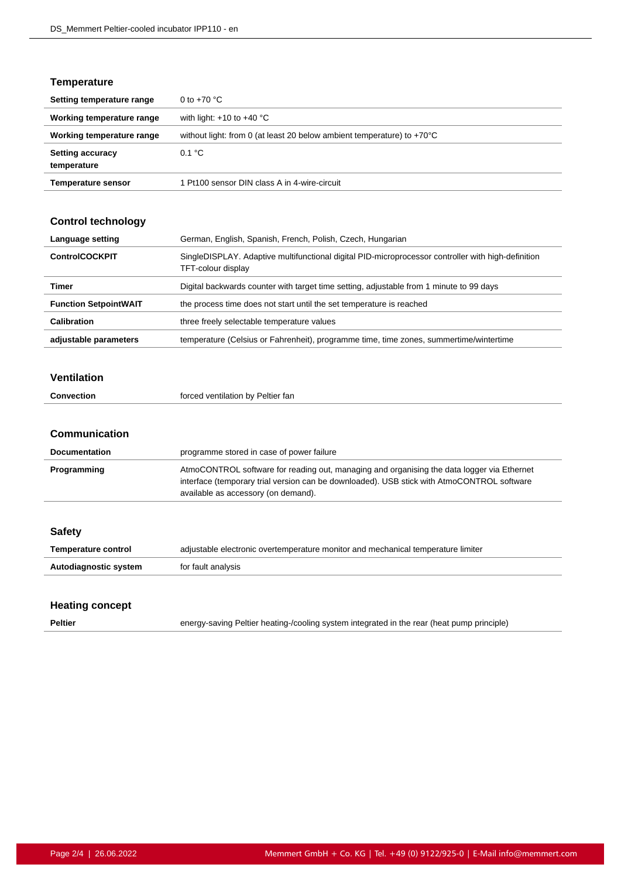## Temperature

| | |
|---|---|
| **Setting temperature range** | 0 to +70 °C |
| **Working temperature range** | with light: +10 to +40 °C |
| **Working temperature range** | without light: from 0 (at least 20 below ambient temperature) to +70°C |
| **Setting accuracy temperature** | 0.1 °C |
| **Temperature sensor** | 1 Pt100 sensor DIN class A in 4-wire-circuit |

## Control technology

| | |
|---|---|
| **Language setting** | German, English, Spanish, French, Polish, Czech, Hungarian |
| **ControlCOCKPIT** | SingleDISPLAY. Adaptive multifunctional digital PID-microprocessor controller with high-definition TFT-colour display |
| **Timer** | Digital backwards counter with target time setting, adjustable from 1 minute to 99 days |
| **Function SetpointWAIT** | the process time does not start until the set temperature is reached |
| **Calibration** | three freely selectable temperature values |
| **adjustable parameters** | temperature (Celsius or Fahrenheit), programme time, time zones, summertime/wintertime |

## Ventilation

| | |
|---|---|
| **Convection** | forced ventilation by Peltier fan |

## Communication

| | |
|---|---|
| **Documentation** | programme stored in case of power failure |
| **Programming** | AtmoCONTROL software for reading out, managing and organising the data logger via Ethernet interface (temporary trial version can be downloaded). USB stick with AtmoCONTROL software available as accessory (on demand). |

## Safety

| | |
|---|---|
| **Temperature control** | adjustable electronic overtemperature monitor and mechanical temperature limiter |
| **Autodiagnostic system** | for fault analysis |

## Heating concept

| | |
|---|---|
| **Peltier** | energy-saving Peltier heating-/cooling system integrated in the rear (heat pump principle) |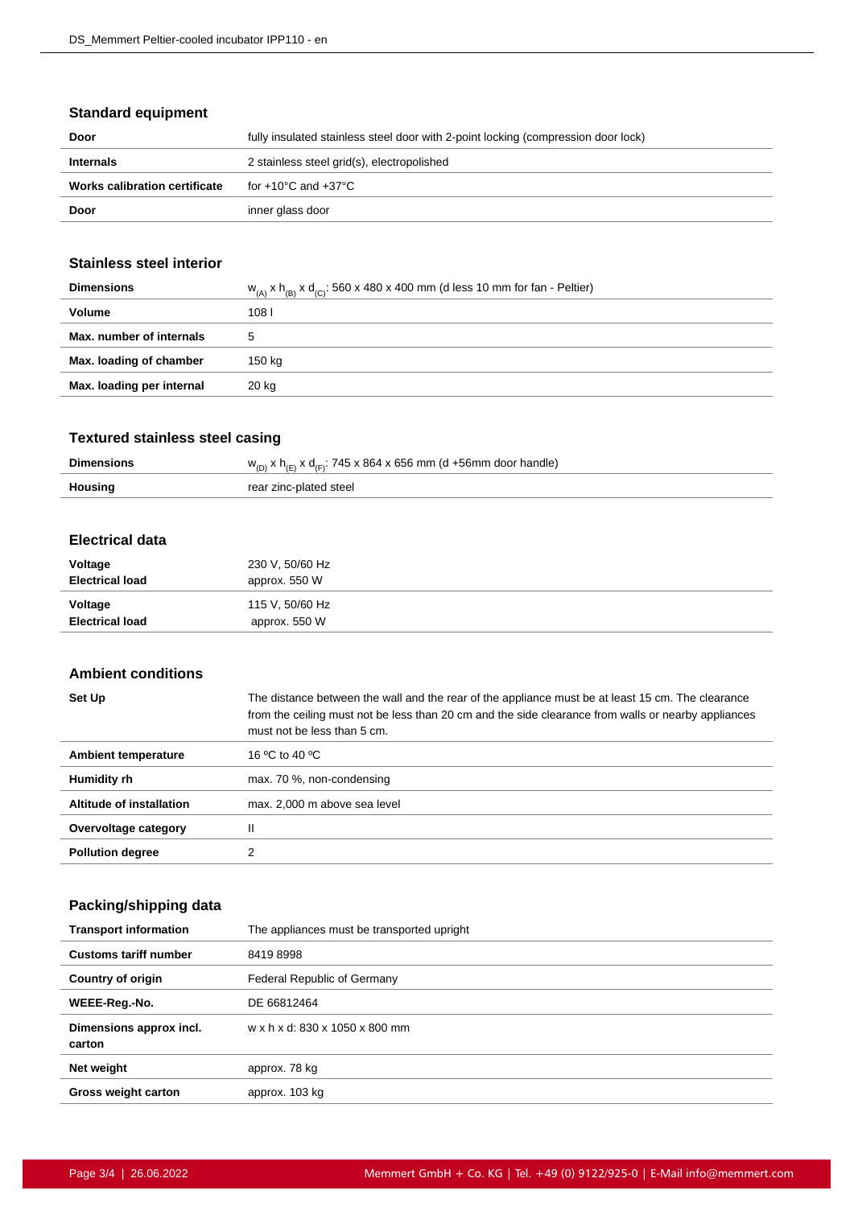## Standard equipment

| | |
|---|---|
| **Door** | fully insulated stainless steel door with 2-point locking (compression door lock) |
| **Internals** | 2 stainless steel grid(s), electropolished |
| **Works calibration certificate** | for +10°C and +37°C |
| **Door** | inner glass door |

## Stainless steel interior

| | |
|---|---|
| **Dimensions** | $w_{(A)}$ x $h_{(B)}$ x $d_{(C)}$: 560 x 480 x 400 mm (d less 10 mm for fan - Peltier) |
| **Volume** | 108 l |
| **Max. number of internals** | 5 |
| **Max. loading of chamber** | 150 kg |
| **Max. loading per internal** | 20 kg |

## Textured stainless steel casing

| | |
|---|---|
| **Dimensions** | $w_{(D)}$ x $h_{(E)}$ x $d_{(F)}$: 745 x 864 x 656 mm (d +56mm door handle) |
| **Housing** | rear zinc-plated steel |

## Electrical data

| | |
|---|---|
| **Voltage**<br>**Electrical load** | 230 V, 50/60 Hz<br>approx. 550 W |
| **Voltage**<br>**Electrical load** | 115 V, 50/60 Hz<br>approx. 550 W |

## Ambient conditions

| | |
|---|---|
| **Set Up** | The distance between the wall and the rear of the appliance must be at least 15 cm. The clearance from the ceiling must not be less than 20 cm and the side clearance from walls or nearby appliances must not be less than 5 cm. |
| **Ambient temperature** | 16 ºC to 40 ºC |
| **Humidity rh** | max. 70 %, non-condensing |
| **Altitude of installation** | max. 2,000 m above sea level |
| **Overvoltage category** | II |
| **Pollution degree** | 2 |

## Packing/shipping data

| | |
|---|---|
| **Transport information** | The appliances must be transported upright |
| **Customs tariff number** | 8419 8998 |
| **Country of origin** | Federal Republic of Germany |
| **WEEE-Reg.-No.** | DE 66812464 |
| **Dimensions approx incl. carton** | w x h x d: 830 x 1050 x 800 mm |
| **Net weight** | approx. 78 kg |
| **Gross weight carton** | approx. 103 kg |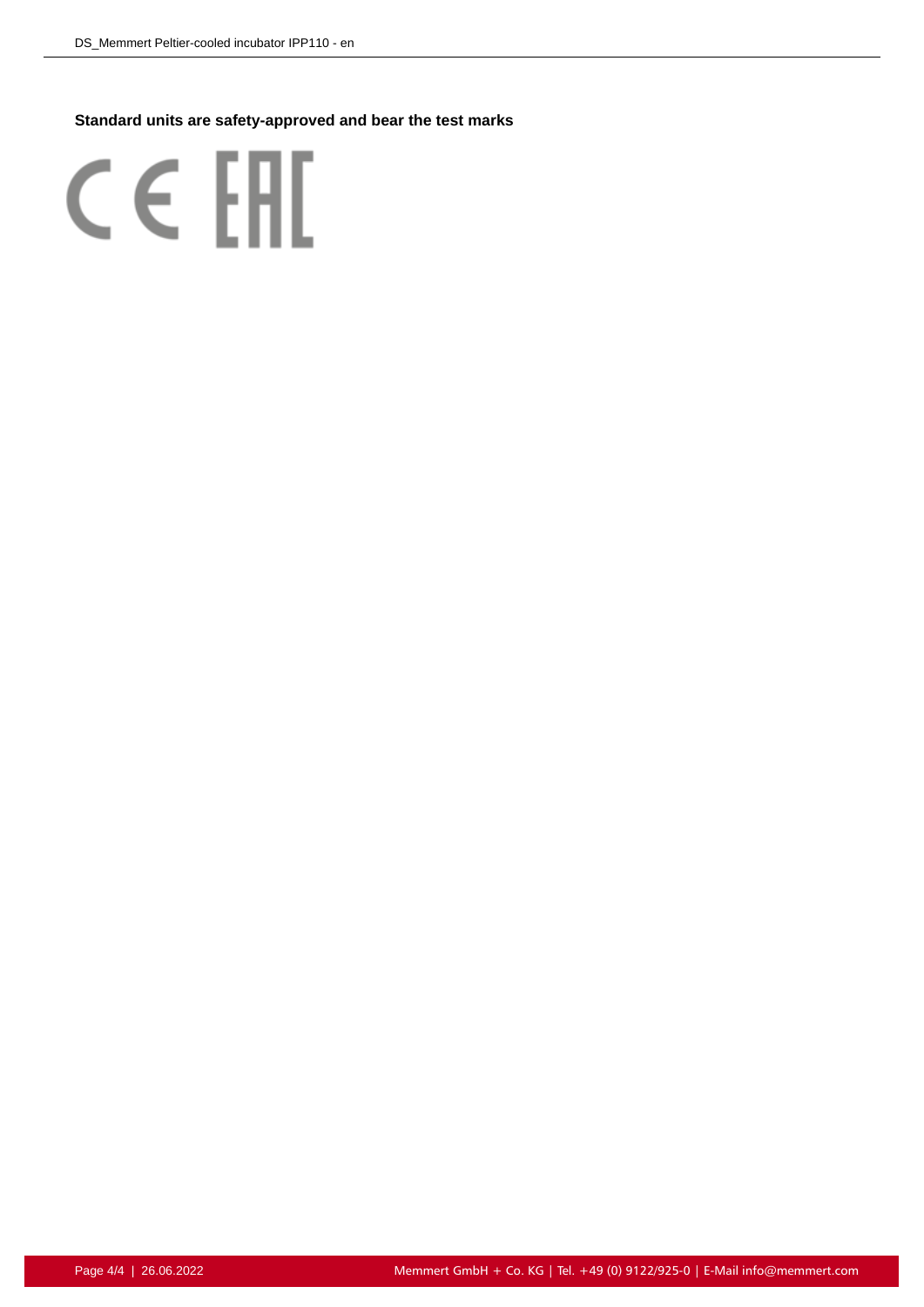**Standard units are safety-approved and bear the test marks**